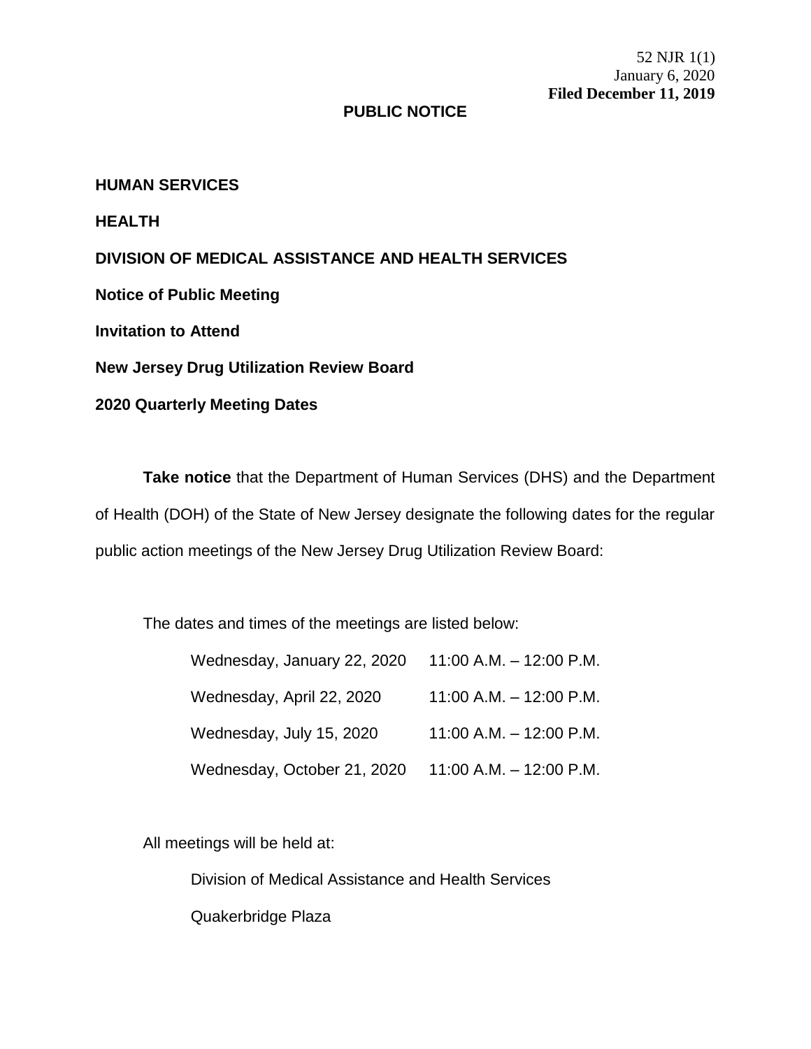52 NJR 1(1)
January 6, 2020
**Filed December 11, 2019**

## PUBLIC NOTICE

**HUMAN SERVICES**

**HEALTH**

**DIVISION OF MEDICAL ASSISTANCE AND HEALTH SERVICES**

**Notice of Public Meeting**

**Invitation to Attend**

**New Jersey Drug Utilization Review Board**

**2020 Quarterly Meeting Dates**

**Take notice** that the Department of Human Services (DHS) and the Department of Health (DOH) of the State of New Jersey designate the following dates for the regular public action meetings of the New Jersey Drug Utilization Review Board:

The dates and times of the meetings are listed below:

| | |
|---|---|
| Wednesday, January 22, 2020 | 11:00 A.M. – 12:00 P.M. |
| Wednesday, April 22, 2020 | 11:00 A.M. – 12:00 P.M. |
| Wednesday, July 15, 2020 | 11:00 A.M. – 12:00 P.M. |
| Wednesday, October 21, 2020 | 11:00 A.M. – 12:00 P.M. |

All meetings will be held at:

Division of Medical Assistance and Health Services

Quakerbridge Plaza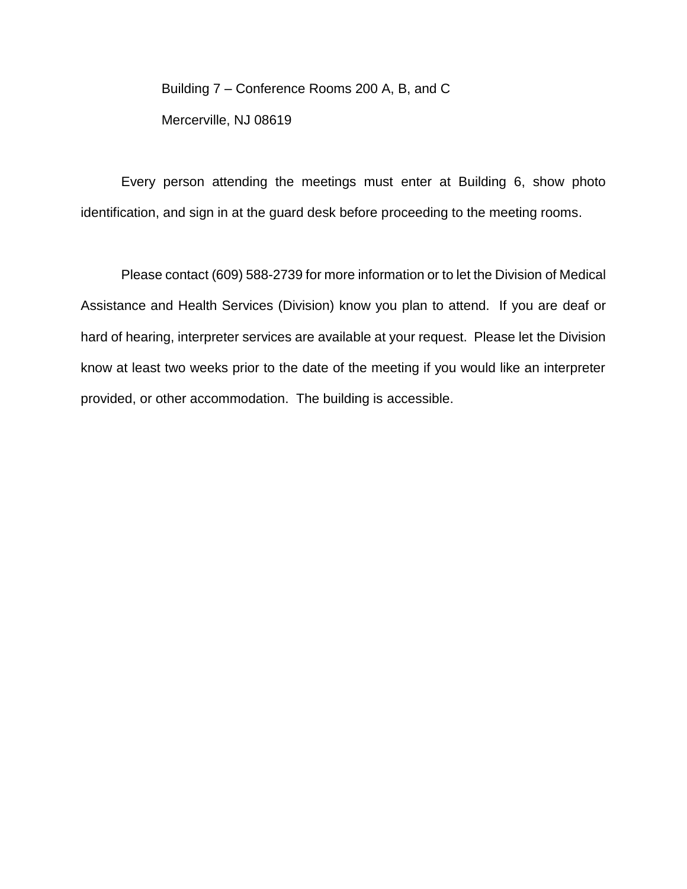Building 7 – Conference Rooms 200 A, B, and C

Mercerville, NJ 08619

Every person attending the meetings must enter at Building 6, show photo identification, and sign in at the guard desk before proceeding to the meeting rooms.

Please contact (609) 588-2739 for more information or to let the Division of Medical Assistance and Health Services (Division) know you plan to attend. If you are deaf or hard of hearing, interpreter services are available at your request. Please let the Division know at least two weeks prior to the date of the meeting if you would like an interpreter provided, or other accommodation. The building is accessible.